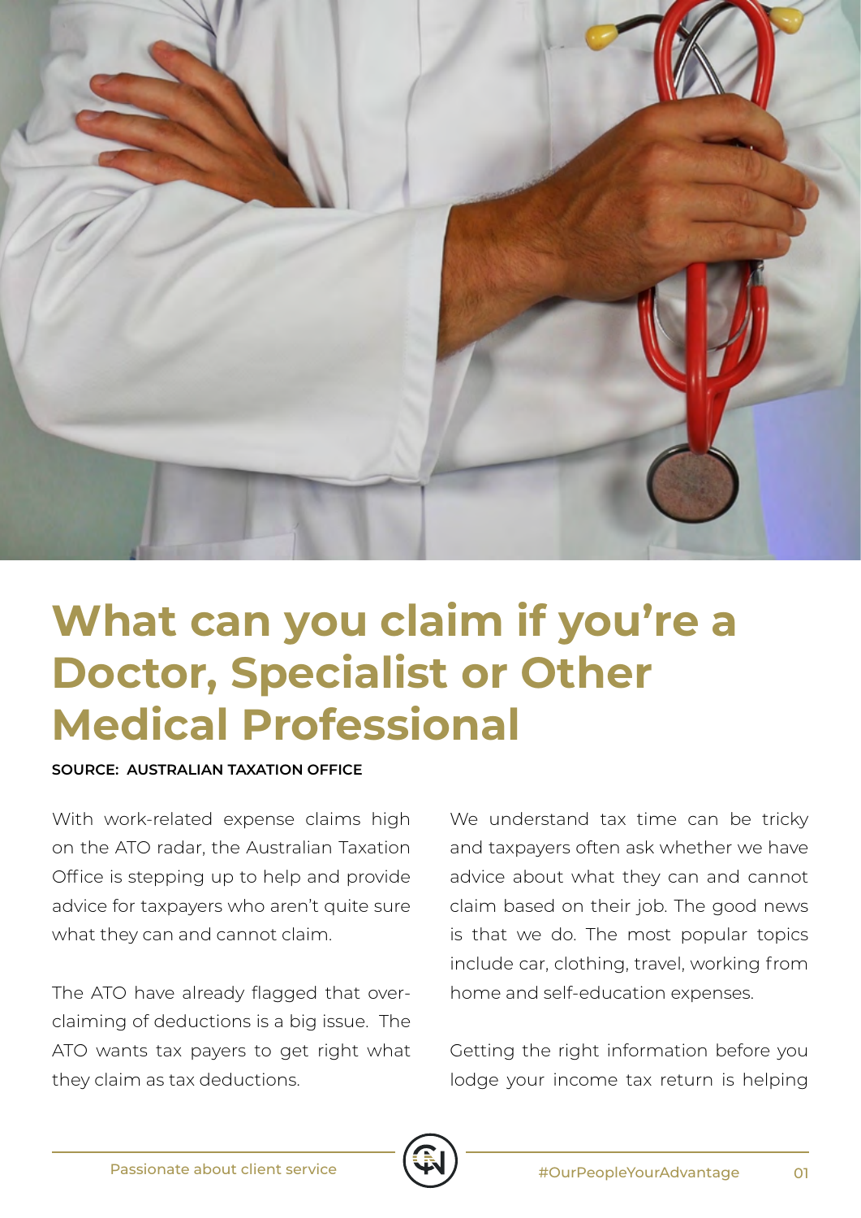# What can you claim if you're a Doctor, Specialist or Other Medical Professional

**SOURCE: AUSTRALIAN TAXATION OFFICE**

With work-related expense claims high on the ATO radar, the Australian Taxation Office is stepping up to help and provide advice for taxpayers who aren't quite sure what they can and cannot claim.

The ATO have already flagged that over-claiming of deductions is a big issue. The ATO wants tax payers to get right what they claim as tax deductions.

We understand tax time can be tricky and taxpayers often ask whether we have advice about what they can and cannot claim based on their job. The good news is that we do. The most popular topics include car, clothing, travel, working from home and self-education expenses.

Getting the right information before you lodge your income tax return is helping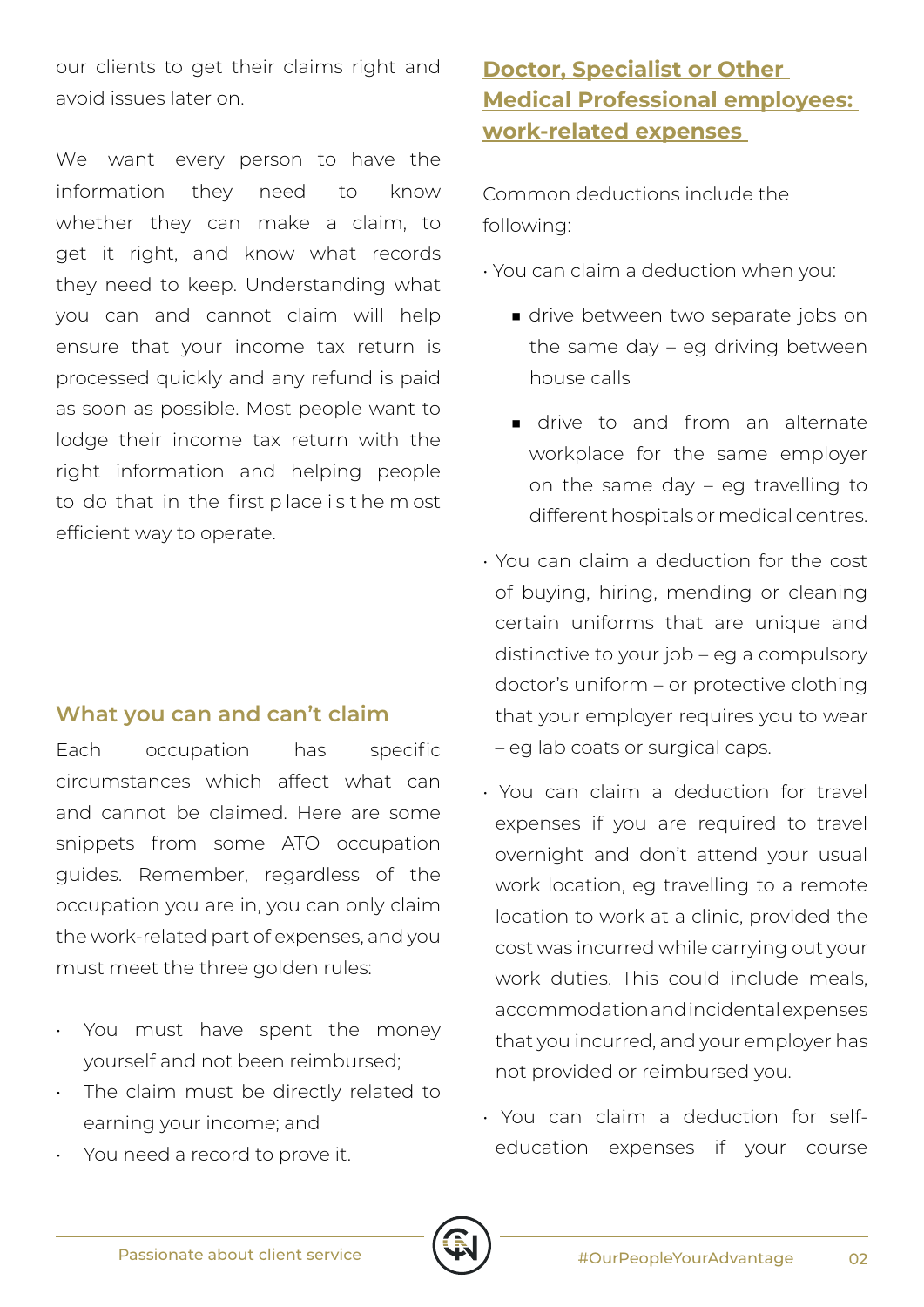our clients to get their claims right and avoid issues later on.

We want every person to have the information they need to know whether they can make a claim, to get it right, and know what records they need to keep. Understanding what you can and cannot claim will help ensure that your income tax return is processed quickly and any refund is paid as soon as possible. Most people want to lodge their income tax return with the right information and helping people to do that in the first place is the most efficient way to operate.

## What you can and can't claim

Each occupation has specific circumstances which affect what can and cannot be claimed. Here are some snippets from some ATO occupation guides. Remember, regardless of the occupation you are in, you can only claim the work-related part of expenses, and you must meet the three golden rules:

- You must have spent the money yourself and not been reimbursed;
- The claim must be directly related to earning your income; and
- You need a record to prove it.

## Doctor, Specialist or Other Medical Professional employees: work-related expenses

Common deductions include the following:

- You can claim a deduction when you:
  - drive between two separate jobs on the same day – eg driving between house calls
  - drive to and from an alternate workplace for the same employer on the same day – eg travelling to different hospitals or medical centres.
- You can claim a deduction for the cost of buying, hiring, mending or cleaning certain uniforms that are unique and distinctive to your job – eg a compulsory doctor's uniform – or protective clothing that your employer requires you to wear – eg lab coats or surgical caps.
- You can claim a deduction for travel expenses if you are required to travel overnight and don't attend your usual work location, eg travelling to a remote location to work at a clinic, provided the cost was incurred while carrying out your work duties. This could include meals, accommodation and incidental expenses that you incurred, and your employer has not provided or reimbursed you.
- You can claim a deduction for self-education expenses if your course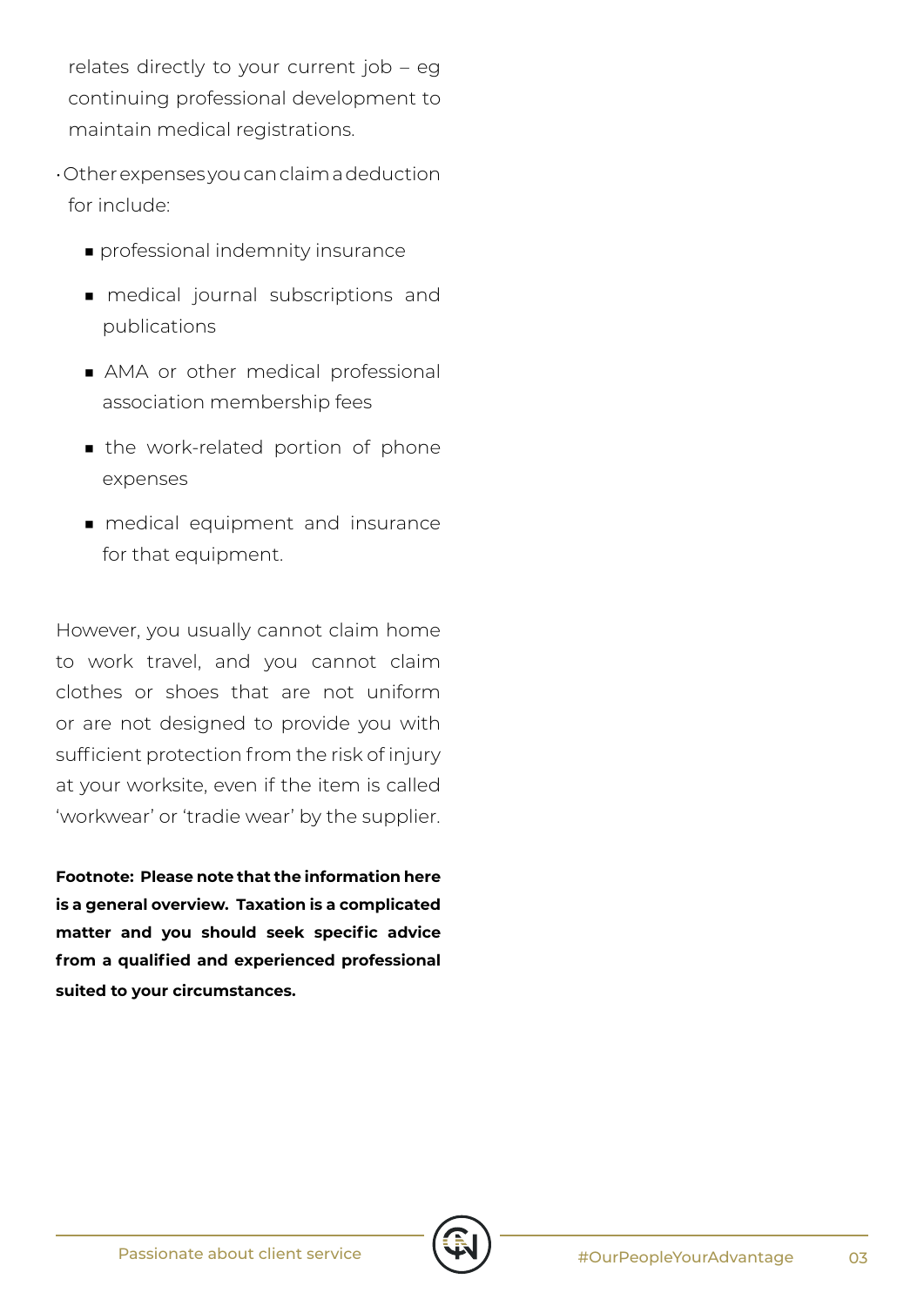relates directly to your current job – eg continuing professional development to maintain medical registrations.

- Other expenses you can claim a deduction for include:
  - professional indemnity insurance
  - medical journal subscriptions and publications
  - AMA or other medical professional association membership fees
  - the work-related portion of phone expenses
  - medical equipment and insurance for that equipment.

However, you usually cannot claim home to work travel, and you cannot claim clothes or shoes that are not uniform or are not designed to provide you with sufficient protection from the risk of injury at your worksite, even if the item is called 'workwear' or 'tradie wear' by the supplier.

**Footnote: Please note that the information here is a general overview. Taxation is a complicated matter and you should seek specific advice from a qualified and experienced professional suited to your circumstances.**